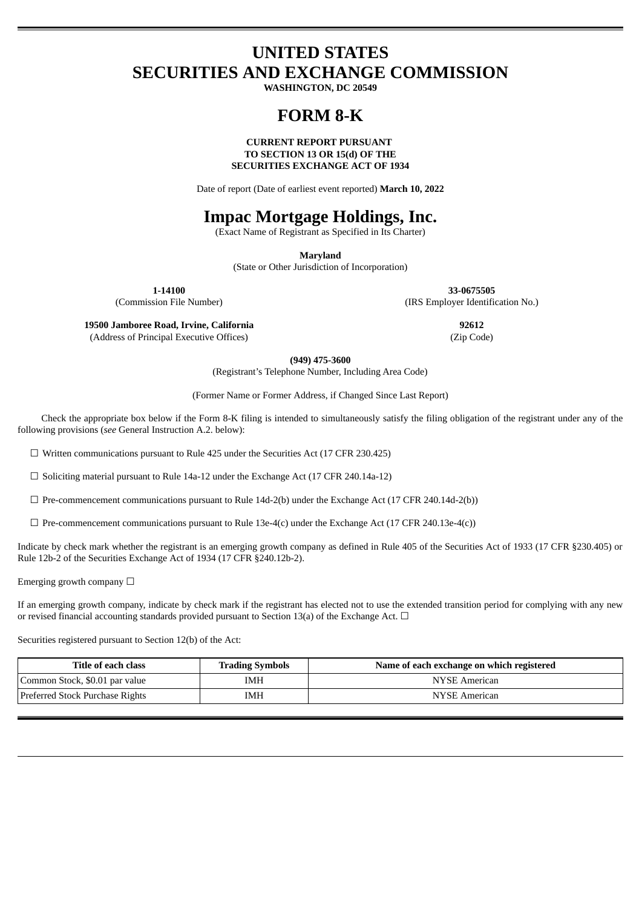# UNITED STATES
# SECURITIES AND EXCHANGE COMMISSION

**WASHINGTON, DC 20549**

# FORM 8-K

**CURRENT REPORT PURSUANT**
**TO SECTION 13 OR 15(d) OF THE**
**SECURITIES EXCHANGE ACT OF 1934**

Date of report (Date of earliest event reported) **March 10, 2022**

# Impac Mortgage Holdings, Inc.

(Exact Name of Registrant as Specified in Its Charter)

**Maryland**
(State or Other Jurisdiction of Incorporation)

**1-14100**
(Commission File Number)

**33-0675505**
(IRS Employer Identification No.)

**19500 Jamboree Road, Irvine, California**
(Address of Principal Executive Offices)

**92612**
(Zip Code)

**(949) 475-3600**
(Registrant's Telephone Number, Including Area Code)

(Former Name or Former Address, if Changed Since Last Report)

Check the appropriate box below if the Form 8-K filing is intended to simultaneously satisfy the filing obligation of the registrant under any of the following provisions (*see* General Instruction A.2. below):

☐ Written communications pursuant to Rule 425 under the Securities Act (17 CFR 230.425)

☐ Soliciting material pursuant to Rule 14a-12 under the Exchange Act (17 CFR 240.14a-12)

☐ Pre-commencement communications pursuant to Rule 14d-2(b) under the Exchange Act (17 CFR 240.14d-2(b))

☐ Pre-commencement communications pursuant to Rule 13e-4(c) under the Exchange Act (17 CFR 240.13e-4(c))

Indicate by check mark whether the registrant is an emerging growth company as defined in Rule 405 of the Securities Act of 1933 (17 CFR §230.405) or Rule 12b-2 of the Securities Exchange Act of 1934 (17 CFR §240.12b-2).

Emerging growth company ☐

If an emerging growth company, indicate by check mark if the registrant has elected not to use the extended transition period for complying with any new or revised financial accounting standards provided pursuant to Section 13(a) of the Exchange Act. ☐

Securities registered pursuant to Section 12(b) of the Act:

| Title of each class | Trading Symbols | Name of each exchange on which registered |
| --- | --- | --- |
| Common Stock, $0.01 par value | IMH | NYSE American |
| Preferred Stock Purchase Rights | IMH | NYSE American |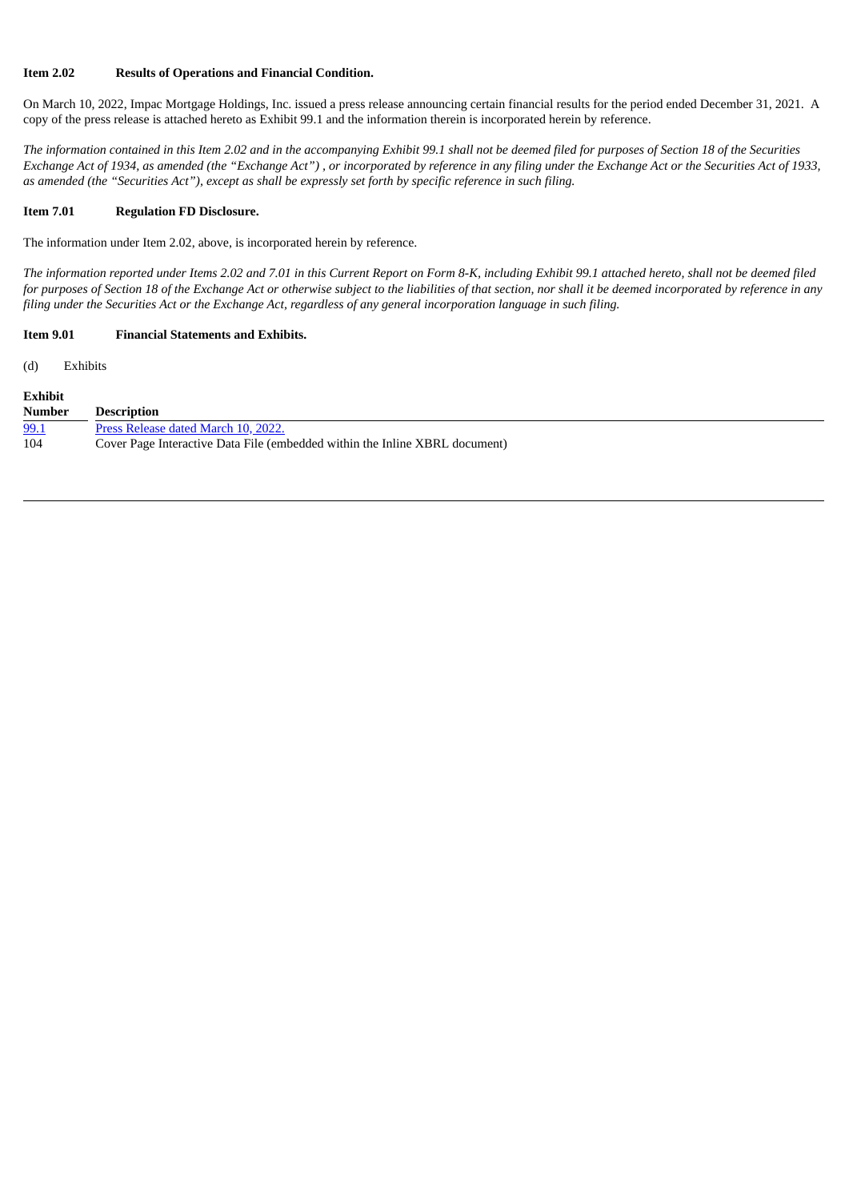**Item 2.02 Results of Operations and Financial Condition.**

On March 10, 2022, Impac Mortgage Holdings, Inc. issued a press release announcing certain financial results for the period ended December 31, 2021. A copy of the press release is attached hereto as Exhibit 99.1 and the information therein is incorporated herein by reference.

*The information contained in this Item 2.02 and in the accompanying Exhibit 99.1 shall not be deemed filed for purposes of Section 18 of the Securities Exchange Act of 1934, as amended (the "Exchange Act") , or incorporated by reference in any filing under the Exchange Act or the Securities Act of 1933, as amended (the "Securities Act"), except as shall be expressly set forth by specific reference in such filing.*

**Item 7.01 Regulation FD Disclosure.**

The information under Item 2.02, above, is incorporated herein by reference.

*The information reported under Items 2.02 and 7.01 in this Current Report on Form 8-K, including Exhibit 99.1 attached hereto, shall not be deemed filed for purposes of Section 18 of the Exchange Act or otherwise subject to the liabilities of that section, nor shall it be deemed incorporated by reference in any filing under the Securities Act or the Exchange Act, regardless of any general incorporation language in such filing.*

**Item 9.01 Financial Statements and Exhibits.**

(d) Exhibits

| Exhibit Number | Description |
|---|---|
| 99.1 | Press Release dated March 10, 2022. |
| 104 | Cover Page Interactive Data File (embedded within the Inline XBRL document) |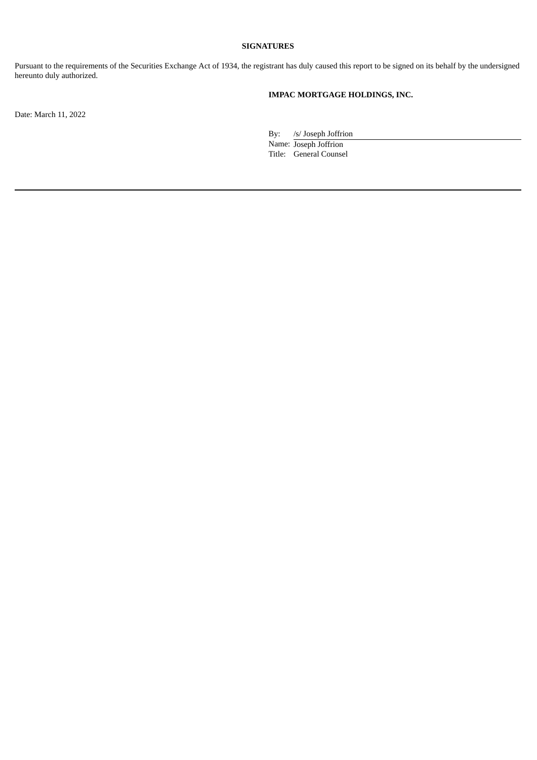**SIGNATURES**

Pursuant to the requirements of the Securities Exchange Act of 1934, the registrant has duly caused this report to be signed on its behalf by the undersigned hereunto duly authorized.

**IMPAC MORTGAGE HOLDINGS, INC.**

Date: March 11, 2022

By: /s/ Joseph Joffrion
Name: Joseph Joffrion
Title: General Counsel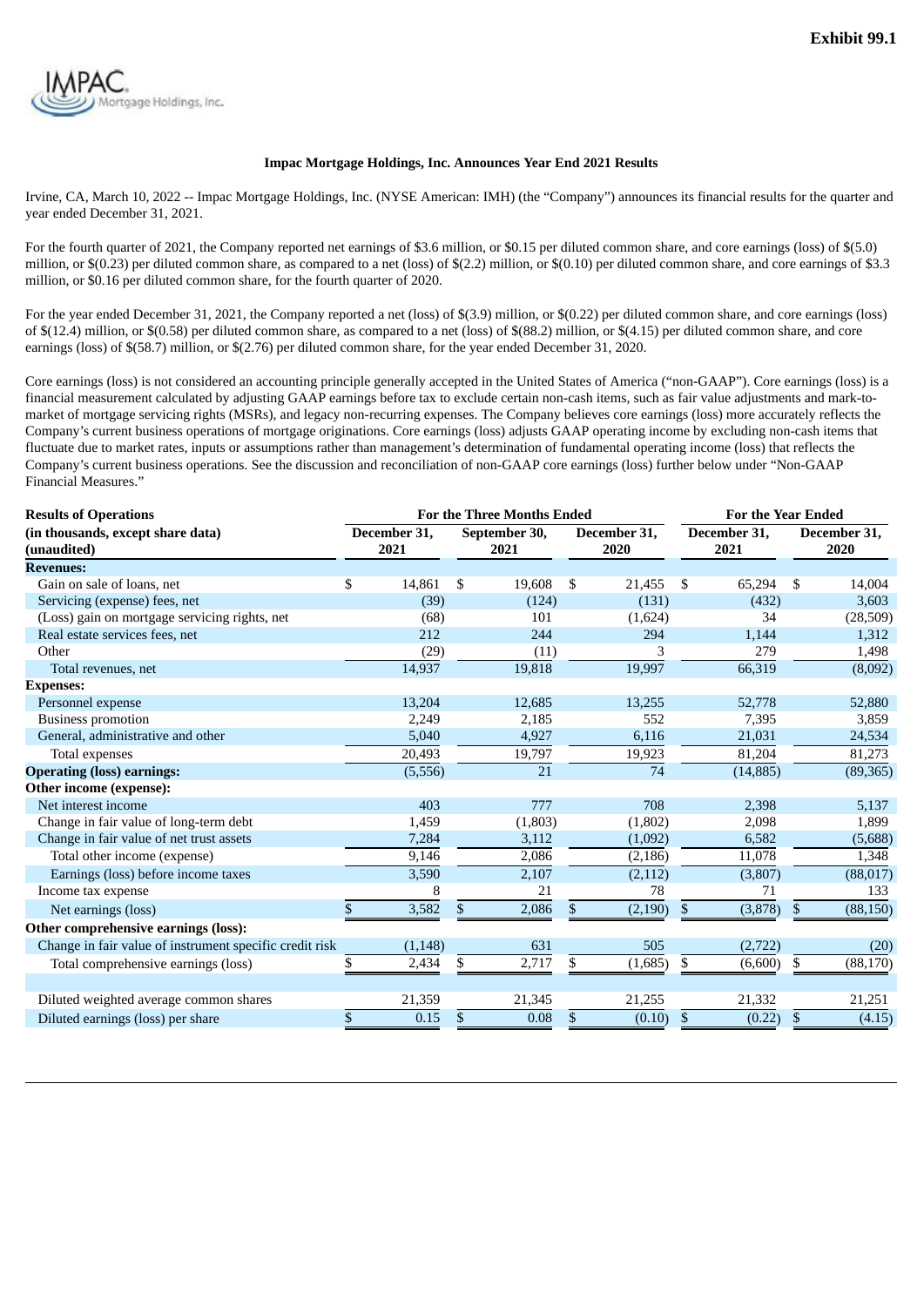**Exhibit 99.1**

### Impac Mortgage Holdings, Inc. Announces Year End 2021 Results

Irvine, CA, March 10, 2022 -- Impac Mortgage Holdings, Inc. (NYSE American: IMH) (the "Company") announces its financial results for the quarter and year ended December 31, 2021.

For the fourth quarter of 2021, the Company reported net earnings of $3.6 million, or $0.15 per diluted common share, and core earnings (loss) of $(5.0) million, or $(0.23) per diluted common share, as compared to a net (loss) of $(2.2) million, or $(0.10) per diluted common share, and core earnings of $3.3 million, or $0.16 per diluted common share, for the fourth quarter of 2020.

For the year ended December 31, 2021, the Company reported a net (loss) of $(3.9) million, or $(0.22) per diluted common share, and core earnings (loss) of $(12.4) million, or $(0.58) per diluted common share, as compared to a net (loss) of $(88.2) million, or $(4.15) per diluted common share, and core earnings (loss) of $(58.7) million, or $(2.76) per diluted common share, for the year ended December 31, 2020.

Core earnings (loss) is not considered an accounting principle generally accepted in the United States of America ("non-GAAP"). Core earnings (loss) is a financial measurement calculated by adjusting GAAP earnings before tax to exclude certain non-cash items, such as fair value adjustments and mark-to-market of mortgage servicing rights (MSRs), and legacy non-recurring expenses. The Company believes core earnings (loss) more accurately reflects the Company's current business operations of mortgage originations. Core earnings (loss) adjusts GAAP operating income by excluding non-cash items that fluctuate due to market rates, inputs or assumptions rather than management's determination of fundamental operating income (loss) that reflects the Company's current business operations. See the discussion and reconciliation of non-GAAP core earnings (loss) further below under "Non-GAAP Financial Measures."

| **Results of Operations** | **For the Three Months Ended** | | | **For the Year Ended** | |
|---|---|---|---|---|---|
| **(in thousands, except share data) (unaudited)** | **December 31, 2021** | **September 30, 2021** | **December 31, 2020** | **December 31, 2021** | **December 31, 2020** |
| **Revenues:** | | | | | |
| Gain on sale of loans, net | $ 14,861 | $ 19,608 | $ 21,455 | $ 65,294 | $ 14,004 |
| Servicing (expense) fees, net | (39) | (124) | (131) | (432) | 3,603 |
| (Loss) gain on mortgage servicing rights, net | (68) | 101 | (1,624) | 34 | (28,509) |
| Real estate services fees, net | 212 | 244 | 294 | 1,144 | 1,312 |
| Other | (29) | (11) | 3 | 279 | 1,498 |
| Total revenues, net | 14,937 | 19,818 | 19,997 | 66,319 | (8,092) |
| **Expenses:** | | | | | |
| Personnel expense | 13,204 | 12,685 | 13,255 | 52,778 | 52,880 |
| Business promotion | 2,249 | 2,185 | 552 | 7,395 | 3,859 |
| General, administrative and other | 5,040 | 4,927 | 6,116 | 21,031 | 24,534 |
| Total expenses | 20,493 | 19,797 | 19,923 | 81,204 | 81,273 |
| **Operating (loss) earnings:** | (5,556) | 21 | 74 | (14,885) | (89,365) |
| **Other income (expense):** | | | | | |
| Net interest income | 403 | 777 | 708 | 2,398 | 5,137 |
| Change in fair value of long-term debt | 1,459 | (1,803) | (1,802) | 2,098 | 1,899 |
| Change in fair value of net trust assets | 7,284 | 3,112 | (1,092) | 6,582 | (5,688) |
| Total other income (expense) | 9,146 | 2,086 | (2,186) | 11,078 | 1,348 |
| Earnings (loss) before income taxes | 3,590 | 2,107 | (2,112) | (3,807) | (88,017) |
| Income tax expense | 8 | 21 | 78 | 71 | 133 |
| Net earnings (loss) | $ 3,582 | $ 2,086 | $ (2,190) | $ (3,878) | $ (88,150) |
| **Other comprehensive earnings (loss):** | | | | | |
| Change in fair value of instrument specific credit risk | (1,148) | 631 | 505 | (2,722) | (20) |
| Total comprehensive earnings (loss) | $ 2,434 | $ 2,717 | $ (1,685) | $ (6,600) | $ (88,170) |
| | | | | | |
| Diluted weighted average common shares | 21,359 | 21,345 | 21,255 | 21,332 | 21,251 |
| Diluted earnings (loss) per share | $ 0.15 | $ 0.08 | $ (0.10) | $ (0.22) | $ (4.15) |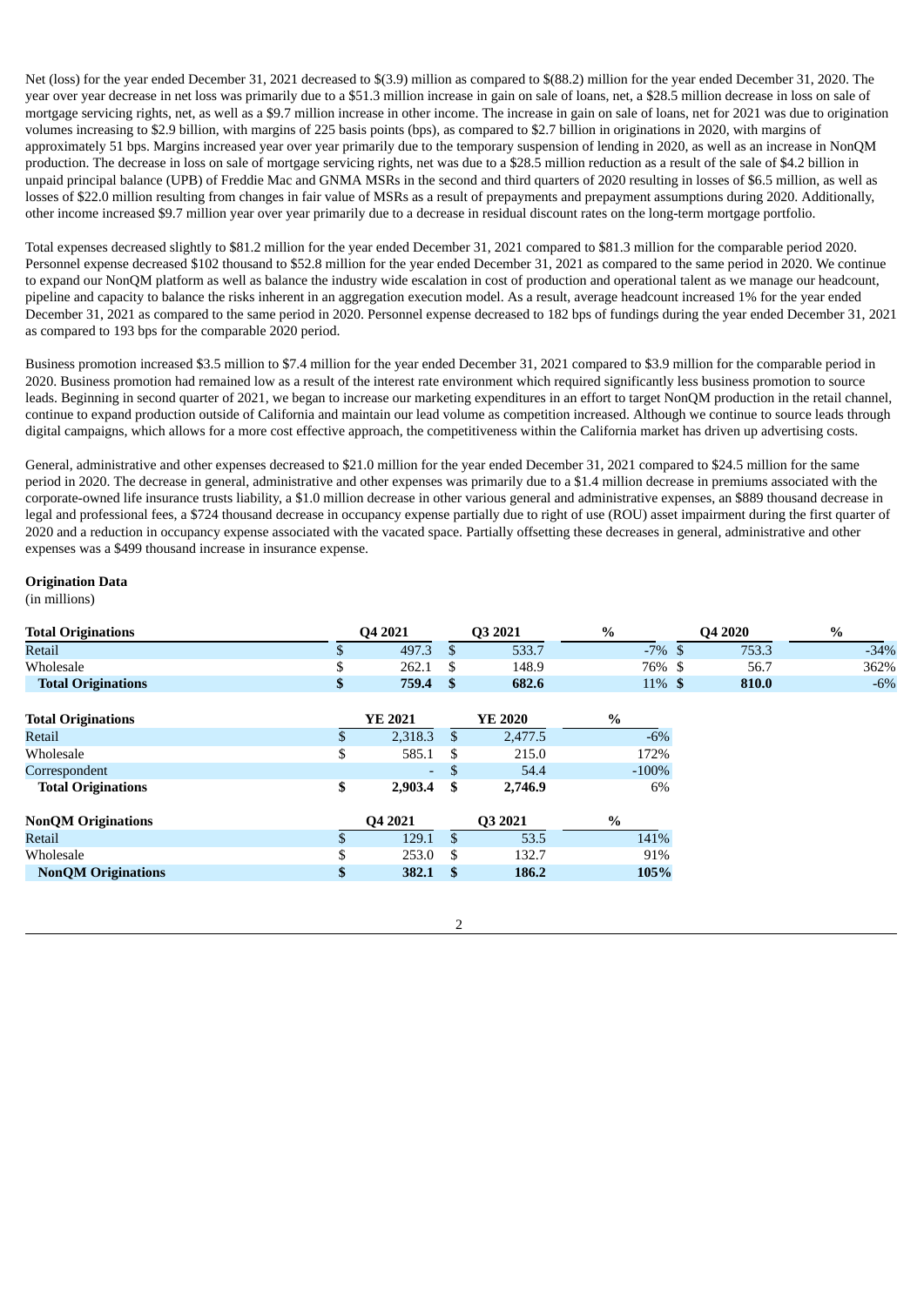Net (loss) for the year ended December 31, 2021 decreased to $(3.9) million as compared to $(88.2) million for the year ended December 31, 2020. The year over year decrease in net loss was primarily due to a $51.3 million increase in gain on sale of loans, net, a $28.5 million decrease in loss on sale of mortgage servicing rights, net, as well as a $9.7 million increase in other income. The increase in gain on sale of loans, net for 2021 was due to origination volumes increasing to $2.9 billion, with margins of 225 basis points (bps), as compared to $2.7 billion in originations in 2020, with margins of approximately 51 bps. Margins increased year over year primarily due to the temporary suspension of lending in 2020, as well as an increase in NonQM production. The decrease in loss on sale of mortgage servicing rights, net was due to a $28.5 million reduction as a result of the sale of $4.2 billion in unpaid principal balance (UPB) of Freddie Mac and GNMA MSRs in the second and third quarters of 2020 resulting in losses of $6.5 million, as well as losses of $22.0 million resulting from changes in fair value of MSRs as a result of prepayments and prepayment assumptions during 2020. Additionally, other income increased $9.7 million year over year primarily due to a decrease in residual discount rates on the long-term mortgage portfolio.

Total expenses decreased slightly to $81.2 million for the year ended December 31, 2021 compared to $81.3 million for the comparable period 2020. Personnel expense decreased $102 thousand to $52.8 million for the year ended December 31, 2021 as compared to the same period in 2020. We continue to expand our NonQM platform as well as balance the industry wide escalation in cost of production and operational talent as we manage our headcount, pipeline and capacity to balance the risks inherent in an aggregation execution model. As a result, average headcount increased 1% for the year ended December 31, 2021 as compared to the same period in 2020. Personnel expense decreased to 182 bps of fundings during the year ended December 31, 2021 as compared to 193 bps for the comparable 2020 period.

Business promotion increased $3.5 million to $7.4 million for the year ended December 31, 2021 compared to $3.9 million for the comparable period in 2020. Business promotion had remained low as a result of the interest rate environment which required significantly less business promotion to source leads. Beginning in second quarter of 2021, we began to increase our marketing expenditures in an effort to target NonQM production in the retail channel, continue to expand production outside of California and maintain our lead volume as competition increased. Although we continue to source leads through digital campaigns, which allows for a more cost effective approach, the competitiveness within the California market has driven up advertising costs.

General, administrative and other expenses decreased to $21.0 million for the year ended December 31, 2021 compared to $24.5 million for the same period in 2020. The decrease in general, administrative and other expenses was primarily due to a $1.4 million decrease in premiums associated with the corporate-owned life insurance trusts liability, a $1.0 million decrease in other various general and administrative expenses, an $889 thousand decrease in legal and professional fees, a $724 thousand decrease in occupancy expense partially due to right of use (ROU) asset impairment during the first quarter of 2020 and a reduction in occupancy expense associated with the vacated space. Partially offsetting these decreases in general, administrative and other expenses was a $499 thousand increase in insurance expense.

**Origination Data**

(in millions)

| **Total Originations** | **Q4 2021** | **Q3 2021** | **%** | **Q4 2020** | **%** |
|---|---|---|---|---|---|
| Retail | $ 497.3 | $ 533.7 | -7% | $ 753.3 | -34% |
| Wholesale | $ 262.1 | $ 148.9 | 76% | $ 56.7 | 362% |
| **Total Originations** | **$ 759.4** | **$ 682.6** | **11%** | **$ 810.0** | **-6%** |

| **Total Originations** | **YE 2021** | **YE 2020** | **%** |
|---|---|---|---|
| Retail | $ 2,318.3 | $ 2,477.5 | -6% |
| Wholesale | $ 585.1 | $ 215.0 | 172% |
| Correspondent | - | $ 54.4 | -100% |
| **Total Originations** | **$ 2,903.4** | **$ 2,746.9** | 6% |

| **NonQM Originations** | **Q4 2021** | **Q3 2021** | **%** |
|---|---|---|---|
| Retail | $ 129.1 | $ 53.5 | 141% |
| Wholesale | $ 253.0 | $ 132.7 | 91% |
| **NonQM Originations** | **$ 382.1** | **$ 186.2** | **105%** |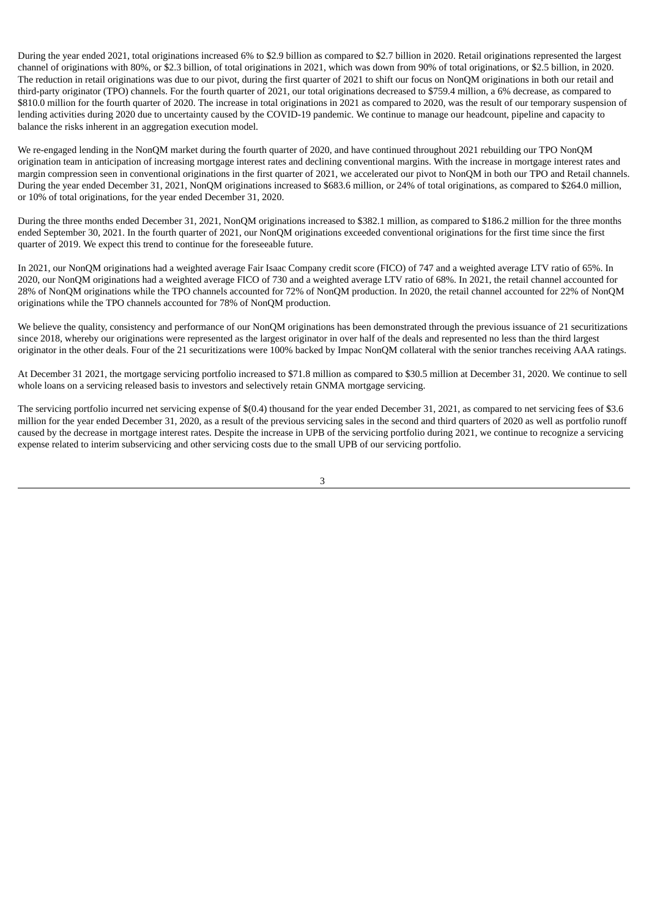During the year ended 2021, total originations increased 6% to $2.9 billion as compared to $2.7 billion in 2020. Retail originations represented the largest channel of originations with 80%, or $2.3 billion, of total originations in 2021, which was down from 90% of total originations, or $2.5 billion, in 2020. The reduction in retail originations was due to our pivot, during the first quarter of 2021 to shift our focus on NonQM originations in both our retail and third-party originator (TPO) channels. For the fourth quarter of 2021, our total originations decreased to $759.4 million, a 6% decrease, as compared to $810.0 million for the fourth quarter of 2020. The increase in total originations in 2021 as compared to 2020, was the result of our temporary suspension of lending activities during 2020 due to uncertainty caused by the COVID-19 pandemic. We continue to manage our headcount, pipeline and capacity to balance the risks inherent in an aggregation execution model.

We re-engaged lending in the NonQM market during the fourth quarter of 2020, and have continued throughout 2021 rebuilding our TPO NonQM origination team in anticipation of increasing mortgage interest rates and declining conventional margins. With the increase in mortgage interest rates and margin compression seen in conventional originations in the first quarter of 2021, we accelerated our pivot to NonQM in both our TPO and Retail channels. During the year ended December 31, 2021, NonQM originations increased to $683.6 million, or 24% of total originations, as compared to $264.0 million, or 10% of total originations, for the year ended December 31, 2020.

During the three months ended December 31, 2021, NonQM originations increased to $382.1 million, as compared to $186.2 million for the three months ended September 30, 2021. In the fourth quarter of 2021, our NonQM originations exceeded conventional originations for the first time since the first quarter of 2019. We expect this trend to continue for the foreseeable future.

In 2021, our NonQM originations had a weighted average Fair Isaac Company credit score (FICO) of 747 and a weighted average LTV ratio of 65%. In 2020, our NonQM originations had a weighted average FICO of 730 and a weighted average LTV ratio of 68%. In 2021, the retail channel accounted for 28% of NonQM originations while the TPO channels accounted for 72% of NonQM production. In 2020, the retail channel accounted for 22% of NonQM originations while the TPO channels accounted for 78% of NonQM production.

We believe the quality, consistency and performance of our NonQM originations has been demonstrated through the previous issuance of 21 securitizations since 2018, whereby our originations were represented as the largest originator in over half of the deals and represented no less than the third largest originator in the other deals. Four of the 21 securitizations were 100% backed by Impac NonQM collateral with the senior tranches receiving AAA ratings.

At December 31 2021, the mortgage servicing portfolio increased to $71.8 million as compared to $30.5 million at December 31, 2020. We continue to sell whole loans on a servicing released basis to investors and selectively retain GNMA mortgage servicing.

The servicing portfolio incurred net servicing expense of $(0.4) thousand for the year ended December 31, 2021, as compared to net servicing fees of $3.6 million for the year ended December 31, 2020, as a result of the previous servicing sales in the second and third quarters of 2020 as well as portfolio runoff caused by the decrease in mortgage interest rates. Despite the increase in UPB of the servicing portfolio during 2021, we continue to recognize a servicing expense related to interim subservicing and other servicing costs due to the small UPB of our servicing portfolio.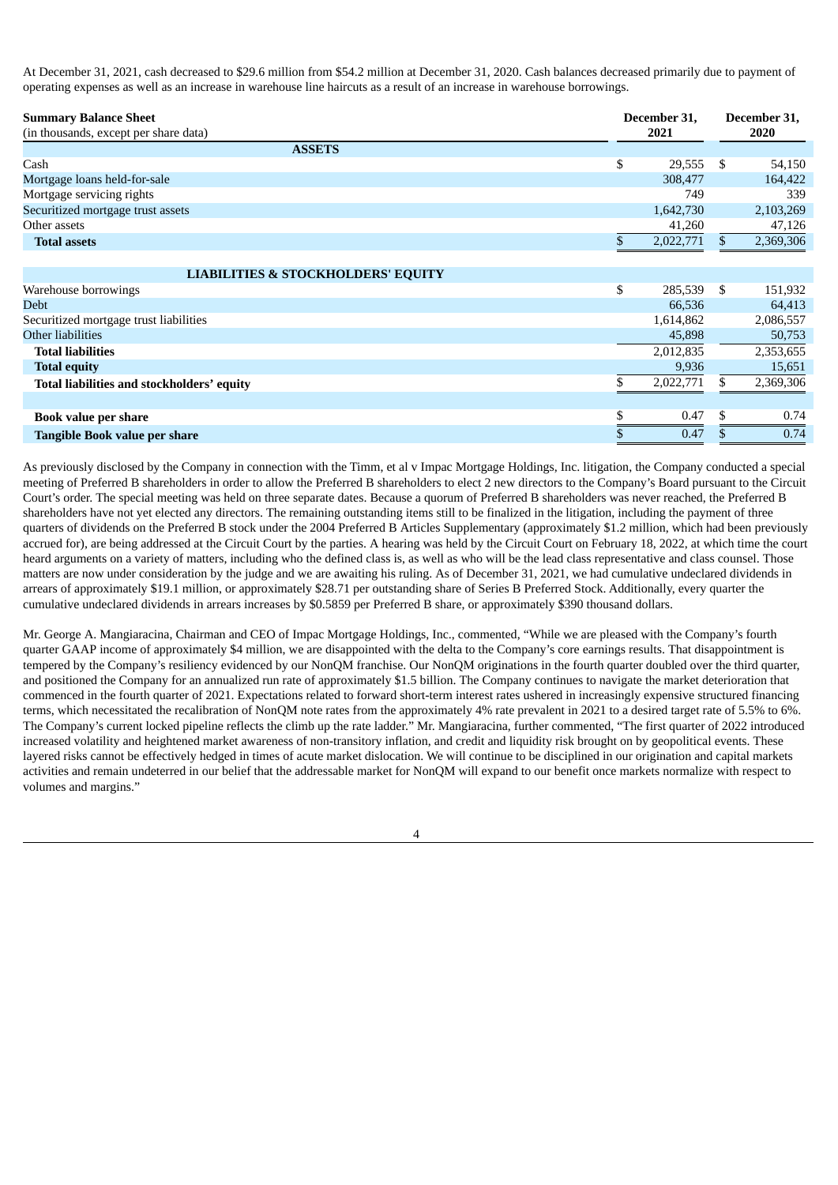At December 31, 2021, cash decreased to $29.6 million from $54.2 million at December 31, 2020. Cash balances decreased primarily due to payment of operating expenses as well as an increase in warehouse line haircuts as a result of an increase in warehouse borrowings.

| **Summary Balance Sheet** (in thousands, except per share data) | **December 31, 2021** | **December 31, 2020** |
|---|---|---|
| **ASSETS** | | |
| Cash | $ 29,555 | $ 54,150 |
| Mortgage loans held-for-sale | 308,477 | 164,422 |
| Mortgage servicing rights | 749 | 339 |
| Securitized mortgage trust assets | 1,642,730 | 2,103,269 |
| Other assets | 41,260 | 47,126 |
| **Total assets** | $ 2,022,771 | $ 2,369,306 |
| | | |
| **LIABILITIES & STOCKHOLDERS' EQUITY** | | |
| Warehouse borrowings | $ 285,539 | $ 151,932 |
| Debt | 66,536 | 64,413 |
| Securitized mortgage trust liabilities | 1,614,862 | 2,086,557 |
| Other liabilities | 45,898 | 50,753 |
| **Total liabilities** | 2,012,835 | 2,353,655 |
| **Total equity** | 9,936 | 15,651 |
| **Total liabilities and stockholders' equity** | $ 2,022,771 | $ 2,369,306 |
| | | |
| **Book value per share** | $ 0.47 | $ 0.74 |
| **Tangible Book value per share** | $ 0.47 | $ 0.74 |

As previously disclosed by the Company in connection with the Timm, et al v Impac Mortgage Holdings, Inc. litigation, the Company conducted a special meeting of Preferred B shareholders in order to allow the Preferred B shareholders to elect 2 new directors to the Company's Board pursuant to the Circuit Court's order. The special meeting was held on three separate dates. Because a quorum of Preferred B shareholders was never reached, the Preferred B shareholders have not yet elected any directors. The remaining outstanding items still to be finalized in the litigation, including the payment of three quarters of dividends on the Preferred B stock under the 2004 Preferred B Articles Supplementary (approximately $1.2 million, which had been previously accrued for), are being addressed at the Circuit Court by the parties. A hearing was held by the Circuit Court on February 18, 2022, at which time the court heard arguments on a variety of matters, including who the defined class is, as well as who will be the lead class representative and class counsel. Those matters are now under consideration by the judge and we are awaiting his ruling. As of December 31, 2021, we had cumulative undeclared dividends in arrears of approximately $19.1 million, or approximately $28.71 per outstanding share of Series B Preferred Stock. Additionally, every quarter the cumulative undeclared dividends in arrears increases by $0.5859 per Preferred B share, or approximately $390 thousand dollars.

Mr. George A. Mangiaracina, Chairman and CEO of Impac Mortgage Holdings, Inc., commented, "While we are pleased with the Company's fourth quarter GAAP income of approximately $4 million, we are disappointed with the delta to the Company's core earnings results. That disappointment is tempered by the Company's resiliency evidenced by our NonQM franchise. Our NonQM originations in the fourth quarter doubled over the third quarter, and positioned the Company for an annualized run rate of approximately $1.5 billion. The Company continues to navigate the market deterioration that commenced in the fourth quarter of 2021. Expectations related to forward short-term interest rates ushered in increasingly expensive structured financing terms, which necessitated the recalibration of NonQM note rates from the approximately 4% rate prevalent in 2021 to a desired target rate of 5.5% to 6%. The Company's current locked pipeline reflects the climb up the rate ladder." Mr. Mangiaracina, further commented, "The first quarter of 2022 introduced increased volatility and heightened market awareness of non-transitory inflation, and credit and liquidity risk brought on by geopolitical events. These layered risks cannot be effectively hedged in times of acute market dislocation. We will continue to be disciplined in our origination and capital markets activities and remain undeterred in our belief that the addressable market for NonQM will expand to our benefit once markets normalize with respect to volumes and margins."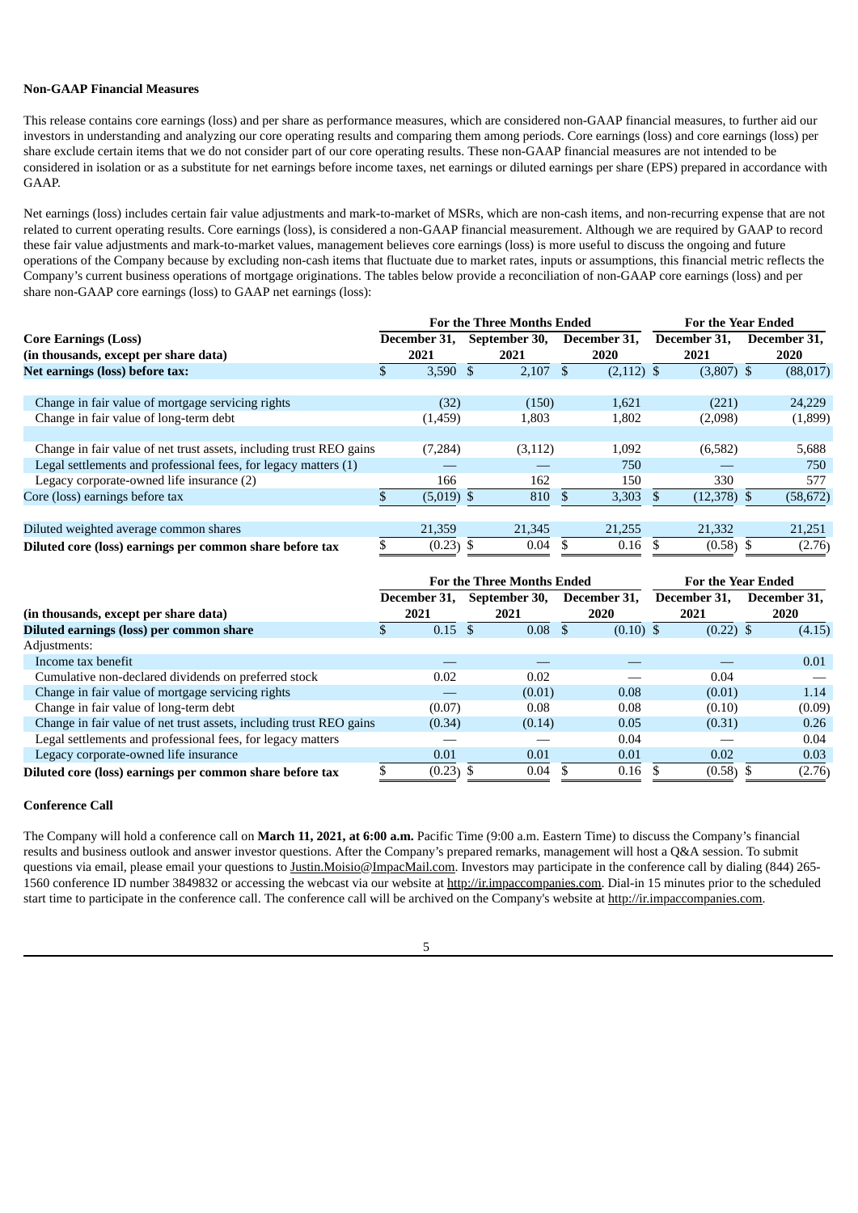### Non-GAAP Financial Measures

This release contains core earnings (loss) and per share as performance measures, which are considered non-GAAP financial measures, to further aid our investors in understanding and analyzing our core operating results and comparing them among periods. Core earnings (loss) and core earnings (loss) per share exclude certain items that we do not consider part of our core operating results. These non-GAAP financial measures are not intended to be considered in isolation or as a substitute for net earnings before income taxes, net earnings or diluted earnings per share (EPS) prepared in accordance with GAAP.

Net earnings (loss) includes certain fair value adjustments and mark-to-market of MSRs, which are non-cash items, and non-recurring expense that are not related to current operating results. Core earnings (loss), is considered a non-GAAP financial measurement. Although we are required by GAAP to record these fair value adjustments and mark-to-market values, management believes core earnings (loss) is more useful to discuss the ongoing and future operations of the Company because by excluding non-cash items that fluctuate due to market rates, inputs or assumptions, this financial metric reflects the Company's current business operations of mortgage originations. The tables below provide a reconciliation of non-GAAP core earnings (loss) and per share non-GAAP core earnings (loss) to GAAP net earnings (loss):

| **Core Earnings (Loss)** | **For the Three Months Ended** | | | **For the Year Ended** | |
|---|---|---|---|---|---|
| **(in thousands, except per share data)** | **December 31, 2021** | **September 30, 2021** | **December 31, 2020** | **December 31, 2021** | **December 31, 2020** |
| **Net earnings (loss) before tax:** | $ 3,590 | $ 2,107 | $ (2,112) | $ (3,807) | $ (88,017) |
| Change in fair value of mortgage servicing rights | (32) | (150) | 1,621 | (221) | 24,229 |
| Change in fair value of long-term debt | (1,459) | 1,803 | 1,802 | (2,098) | (1,899) |
| Change in fair value of net trust assets, including trust REO gains | (7,284) | (3,112) | 1,092 | (6,582) | 5,688 |
| Legal settlements and professional fees, for legacy matters (1) | — | — | 750 | — | 750 |
| Legacy corporate-owned life insurance (2) | 166 | 162 | 150 | 330 | 577 |
| Core (loss) earnings before tax | $ (5,019) | $ 810 | $ 3,303 | $ (12,378) | $ (58,672) |
| Diluted weighted average common shares | 21,359 | 21,345 | 21,255 | 21,332 | 21,251 |
| **Diluted core (loss) earnings per common share before tax** | $ (0.23) | $ 0.04 | $ 0.16 | $ (0.58) | $ (2.76) |

| | **For the Three Months Ended** | | | **For the Year Ended** | |
|---|---|---|---|---|---|
| **(in thousands, except per share data)** | **December 31, 2021** | **September 30, 2021** | **December 31, 2020** | **December 31, 2021** | **December 31, 2020** |
| **Diluted earnings (loss) per common share** | $ 0.15 | $ 0.08 | $ (0.10) | $ (0.22) | $ (4.15) |
| Adjustments: | | | | | |
| Income tax benefit | — | — | — | — | 0.01 |
| Cumulative non-declared dividends on preferred stock | 0.02 | 0.02 | — | 0.04 | — |
| Change in fair value of mortgage servicing rights | — | (0.01) | 0.08 | (0.01) | 1.14 |
| Change in fair value of long-term debt | (0.07) | 0.08 | 0.08 | (0.10) | (0.09) |
| Change in fair value of net trust assets, including trust REO gains | (0.34) | (0.14) | 0.05 | (0.31) | 0.26 |
| Legal settlements and professional fees, for legacy matters | — | — | 0.04 | — | 0.04 |
| Legacy corporate-owned life insurance | 0.01 | 0.01 | 0.01 | 0.02 | 0.03 |
| **Diluted core (loss) earnings per common share before tax** | $ (0.23) | $ 0.04 | $ 0.16 | $ (0.58) | $ (2.76) |

### Conference Call

The Company will hold a conference call on **March 11, 2021, at 6:00 a.m.** Pacific Time (9:00 a.m. Eastern Time) to discuss the Company's financial results and business outlook and answer investor questions. After the Company's prepared remarks, management will host a Q&A session. To submit questions via email, please email your questions to Justin.Moisio@ImpacMail.com. Investors may participate in the conference call by dialing (844) 265-1560 conference ID number 3849832 or accessing the webcast via our website at http://ir.impaccompanies.com. Dial-in 15 minutes prior to the scheduled start time to participate in the conference call. The conference call will be archived on the Company's website at http://ir.impaccompanies.com.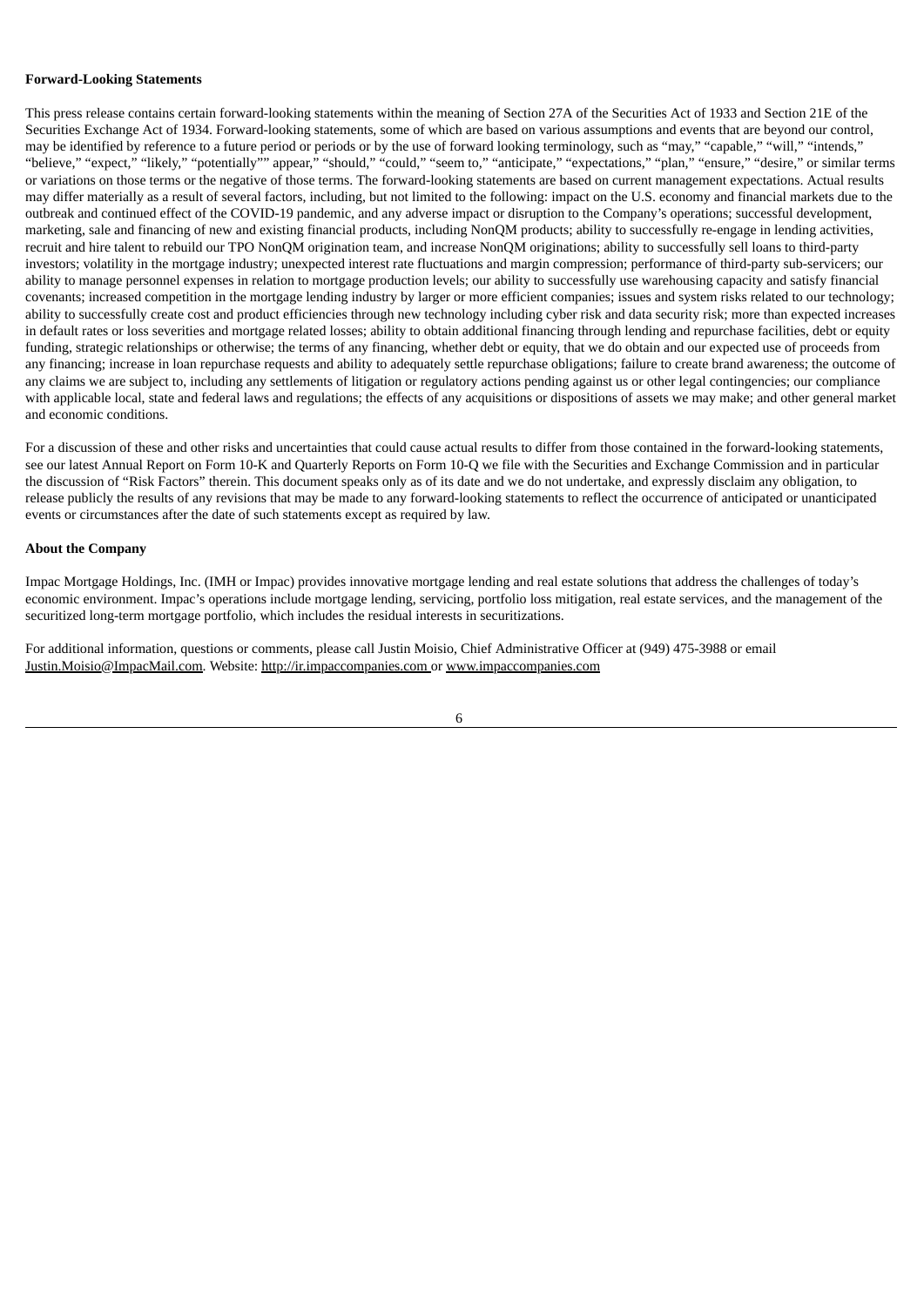**Forward-Looking Statements**

This press release contains certain forward-looking statements within the meaning of Section 27A of the Securities Act of 1933 and Section 21E of the Securities Exchange Act of 1934. Forward-looking statements, some of which are based on various assumptions and events that are beyond our control, may be identified by reference to a future period or periods or by the use of forward looking terminology, such as "may," "capable," "will," "intends," "believe," "expect," "likely," "potentially"" appear," "should," "could," "seem to," "anticipate," "expectations," "plan," "ensure," "desire," or similar terms or variations on those terms or the negative of those terms. The forward-looking statements are based on current management expectations. Actual results may differ materially as a result of several factors, including, but not limited to the following: impact on the U.S. economy and financial markets due to the outbreak and continued effect of the COVID-19 pandemic, and any adverse impact or disruption to the Company's operations; successful development, marketing, sale and financing of new and existing financial products, including NonQM products; ability to successfully re-engage in lending activities, recruit and hire talent to rebuild our TPO NonQM origination team, and increase NonQM originations; ability to successfully sell loans to third-party investors; volatility in the mortgage industry; unexpected interest rate fluctuations and margin compression; performance of third-party sub-servicers; our ability to manage personnel expenses in relation to mortgage production levels; our ability to successfully use warehousing capacity and satisfy financial covenants; increased competition in the mortgage lending industry by larger or more efficient companies; issues and system risks related to our technology; ability to successfully create cost and product efficiencies through new technology including cyber risk and data security risk; more than expected increases in default rates or loss severities and mortgage related losses; ability to obtain additional financing through lending and repurchase facilities, debt or equity funding, strategic relationships or otherwise; the terms of any financing, whether debt or equity, that we do obtain and our expected use of proceeds from any financing; increase in loan repurchase requests and ability to adequately settle repurchase obligations; failure to create brand awareness; the outcome of any claims we are subject to, including any settlements of litigation or regulatory actions pending against us or other legal contingencies; our compliance with applicable local, state and federal laws and regulations; the effects of any acquisitions or dispositions of assets we may make; and other general market and economic conditions.

For a discussion of these and other risks and uncertainties that could cause actual results to differ from those contained in the forward-looking statements, see our latest Annual Report on Form 10-K and Quarterly Reports on Form 10-Q we file with the Securities and Exchange Commission and in particular the discussion of "Risk Factors" therein. This document speaks only as of its date and we do not undertake, and expressly disclaim any obligation, to release publicly the results of any revisions that may be made to any forward-looking statements to reflect the occurrence of anticipated or unanticipated events or circumstances after the date of such statements except as required by law.

**About the Company**

Impac Mortgage Holdings, Inc. (IMH or Impac) provides innovative mortgage lending and real estate solutions that address the challenges of today's economic environment. Impac's operations include mortgage lending, servicing, portfolio loss mitigation, real estate services, and the management of the securitized long-term mortgage portfolio, which includes the residual interests in securitizations.

For additional information, questions or comments, please call Justin Moisio, Chief Administrative Officer at (949) 475-3988 or email Justin.Moisio@ImpacMail.com. Website: http://ir.impaccompanies.com or www.impaccompanies.com